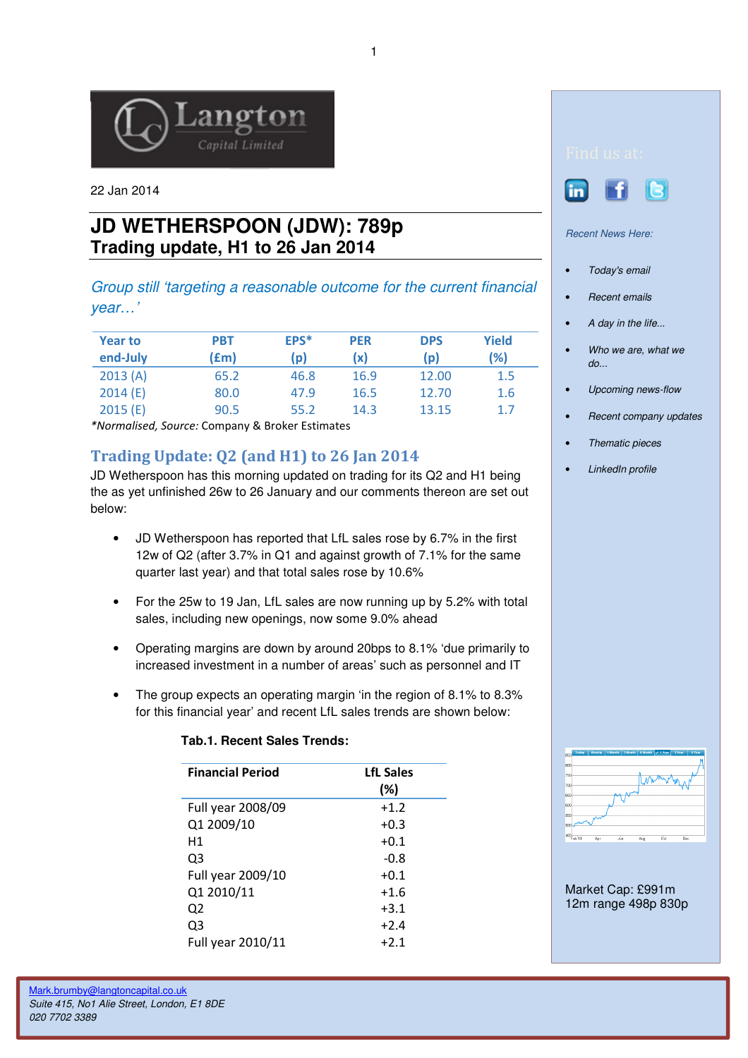Langton Capital Limited

22 Jan 2014

# JD WETHERSPOON (JDW): 789p

## Trading update, H1 to 26 Jan 2014

*Group still 'targeting a reasonable outcome for the current financial year…'*

| Year to end-July | PBT (£m) | EPS* (p) | PER (x) | DPS (p) | Yield (%) |
|---|---|---|---|---|---|
| 2013 (A) | 65.2 | 46.8 | 16.9 | 12.00 | 1.5 |
| 2014 (E) | 80.0 | 47.9 | 16.5 | 12.70 | 1.6 |
| 2015 (E) | 90.5 | 55.2 | 14.3 | 13.15 | 1.7 |

*\*Normalised, Source:* Company & Broker Estimates

## Trading Update: Q2 (and H1) to 26 Jan 2014

JD Wetherspoon has this morning updated on trading for its Q2 and H1 being the as yet unfinished 26w to 26 January and our comments thereon are set out below:

- JD Wetherspoon has reported that LfL sales rose by 6.7% in the first 12w of Q2 (after 3.7% in Q1 and against growth of 7.1% for the same quarter last year) and that total sales rose by 10.6%
- For the 25w to 19 Jan, LfL sales are now running up by 5.2% with total sales, including new openings, now some 9.0% ahead
- Operating margins are down by around 20bps to 8.1% 'due primarily to increased investment in a number of areas' such as personnel and IT
- The group expects an operating margin 'in the region of 8.1% to 8.3% for this financial year' and recent LfL sales trends are shown below:

**Tab.1. Recent Sales Trends:**

| Financial Period | LfL Sales (%) |
|---|---|
| Full year 2008/09 | +1.2 |
| Q1 2009/10 | +0.3 |
| H1 | +0.1 |
| Q3 | -0.8 |
| Full year 2009/10 | +0.1 |
| Q1 2010/11 | +1.6 |
| Q2 | +3.1 |
| Q3 | +2.4 |
| Full year 2010/11 | +2.1 |

Find us at:

*Recent News Here:*

- *Today's email*
- *Recent emails*
- *A day in the life...*
- *Who we are, what we do...*
- *Upcoming news-flow*
- *Recent company updates*
- *Thematic pieces*
- *LinkedIn profile*

Market Cap: £991m
12m range 498p 830p

Mark.brumby@langtoncapital.co.uk
*Suite 415, No1 Alie Street, London, E1 8DE*
*020 7702 3389*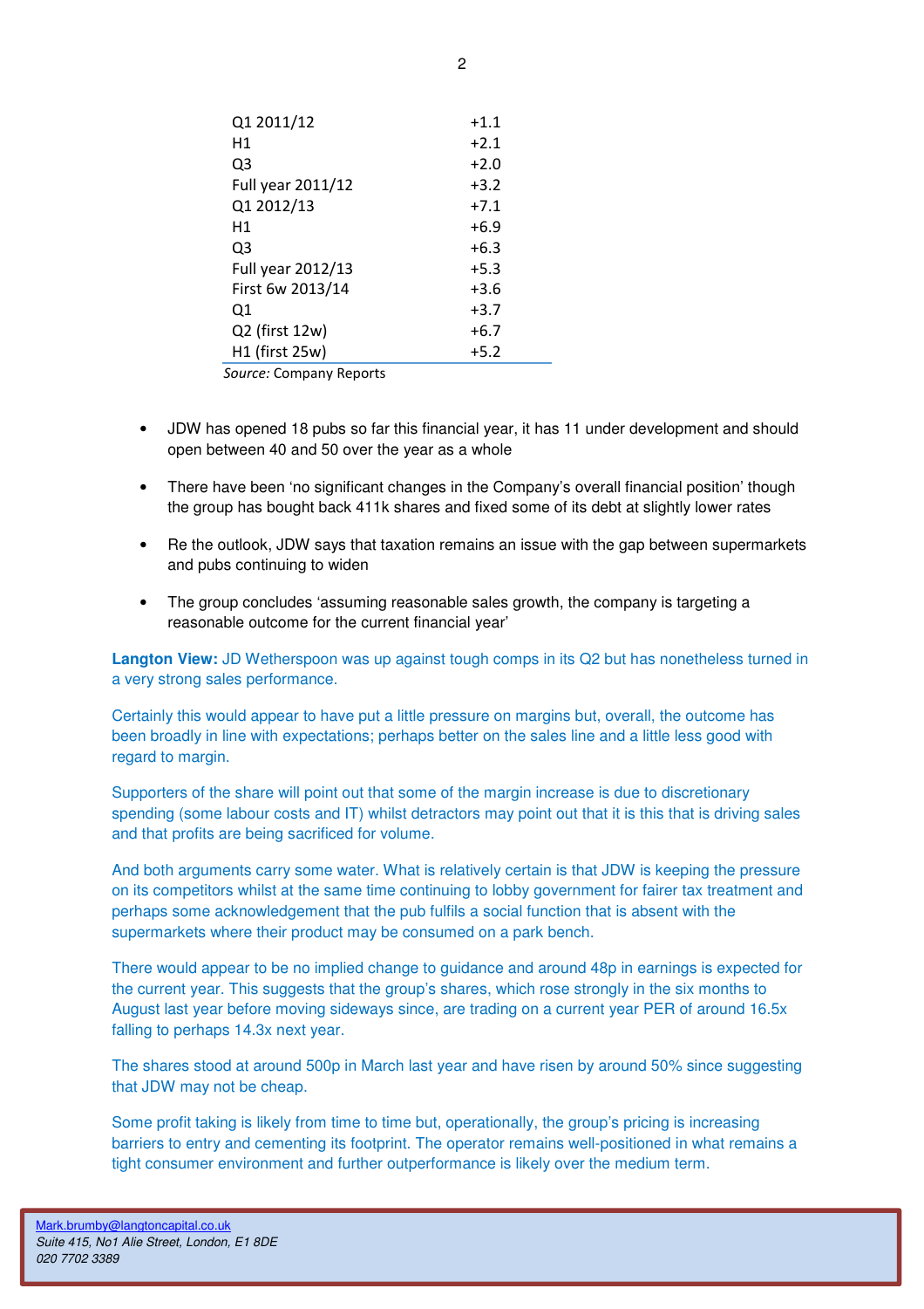| | |
|---|---|
| Q1 2011/12 | +1.1 |
| H1 | +2.1 |
| Q3 | +2.0 |
| Full year 2011/12 | +3.2 |
| Q1 2012/13 | +7.1 |
| H1 | +6.9 |
| Q3 | +6.3 |
| Full year 2012/13 | +5.3 |
| First 6w 2013/14 | +3.6 |
| Q1 | +3.7 |
| Q2 (first 12w) | +6.7 |
| H1 (first 25w) | +5.2 |

*Source:* Company Reports

- JDW has opened 18 pubs so far this financial year, it has 11 under development and should open between 40 and 50 over the year as a whole
- There have been 'no significant changes in the Company's overall financial position' though the group has bought back 411k shares and fixed some of its debt at slightly lower rates
- Re the outlook, JDW says that taxation remains an issue with the gap between supermarkets and pubs continuing to widen
- The group concludes 'assuming reasonable sales growth, the company is targeting a reasonable outcome for the current financial year'

**Langton View:** JD Wetherspoon was up against tough comps in its Q2 but has nonetheless turned in a very strong sales performance.

Certainly this would appear to have put a little pressure on margins but, overall, the outcome has been broadly in line with expectations; perhaps better on the sales line and a little less good with regard to margin.

Supporters of the share will point out that some of the margin increase is due to discretionary spending (some labour costs and IT) whilst detractors may point out that it is this that is driving sales and that profits are being sacrificed for volume.

And both arguments carry some water. What is relatively certain is that JDW is keeping the pressure on its competitors whilst at the same time continuing to lobby government for fairer tax treatment and perhaps some acknowledgement that the pub fulfils a social function that is absent with the supermarkets where their product may be consumed on a park bench.

There would appear to be no implied change to guidance and around 48p in earnings is expected for the current year. This suggests that the group's shares, which rose strongly in the six months to August last year before moving sideways since, are trading on a current year PER of around 16.5x falling to perhaps 14.3x next year.

The shares stood at around 500p in March last year and have risen by around 50% since suggesting that JDW may not be cheap.

Some profit taking is likely from time to time but, operationally, the group's pricing is increasing barriers to entry and cementing its footprint. The operator remains well-positioned in what remains a tight consumer environment and further outperformance is likely over the medium term.

Mark.brumby@langtoncapital.co.uk
*Suite 415, No1 Alie Street, London, E1 8DE*
*020 7702 3389*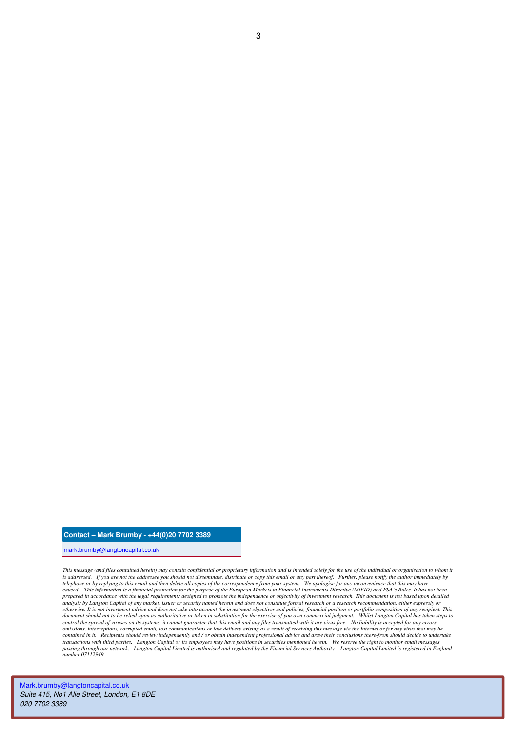**Contact – Mark Brumby - +44(0)20 7702 3389**

mark.brumby@langtoncapital.co.uk

*This message (and files contained herein) may contain confidential or proprietary information and is intended solely for the use of the individual or organisation to whom it is addressed. If you are not the addressee you should not disseminate, distribute or copy this email or any part thereof. Further, please notify the author immediately by telephone or by replying to this email and then delete all copies of the correspondence from your system. We apologise for any inconvenience that this may have caused. This information is a financial promotion for the purpose of the European Markets in Financial Instruments Directive (MiFID) and FSA's Rules. It has not been prepared in accordance with the legal requirements designed to promote the independence or objectivity of investment research. This document is not based upon detailed analysis by Langton Capital of any market, issuer or security named herein and does not constitute formal research or a research recommendation, either expressly or otherwise. It is not investment advice and does not take into account the investment objectives and policies, financial position or portfolio composition of any recipient. This document should not to be relied upon as authoritative or taken in substitution for the exercise of you own commercial judgment. Whilst Langton Capital has taken steps to control the spread of viruses on its systems, it cannot guarantee that this email and any files transmitted with it are virus free. No liability is accepted for any errors, omissions, interceptions, corrupted email, lost communications or late delivery arising as a result of receiving this message via the Internet or for any virus that may be contained in it. Recipients should review independently and / or obtain independent professional advice and draw their conclusions there-from should decide to undertake transactions with third parties. Langton Capital or its employees may have positions in securities mentioned herein. We reserve the right to monitor email messages passing through our network. Langton Capital Limited is authorised and regulated by the Financial Services Authority. Langton Capital Limited is registered in England number 07112949.*

Mark.brumby@langtoncapital.co.uk
*Suite 415, No1 Alie Street, London, E1 8DE*
*020 7702 3389*